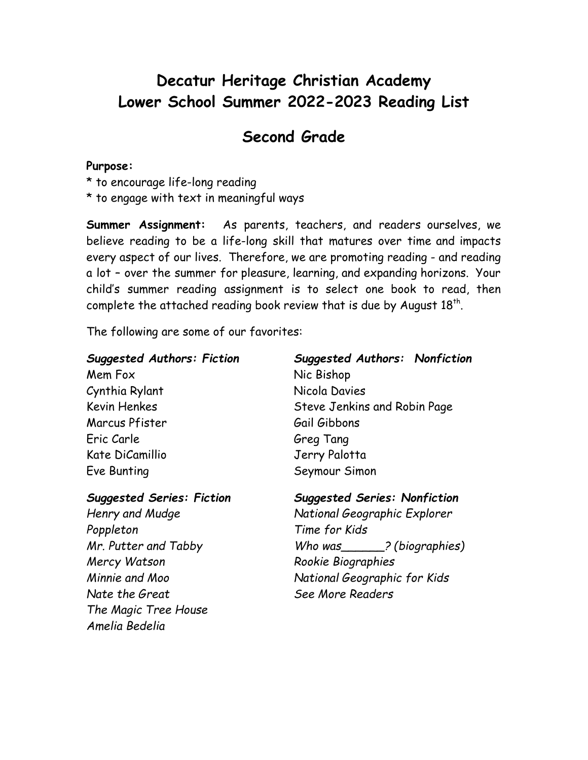# Decatur Heritage Christian Academy
# Lower School Summer 2022-2023 Reading List

## Second Grade

**Purpose:**

* to encourage life-long reading
* to engage with text in meaningful ways

**Summer Assignment:** As parents, teachers, and readers ourselves, we believe reading to be a life-long skill that matures over time and impacts every aspect of our lives. Therefore, we are promoting reading - and reading a lot – over the summer for pleasure, learning, and expanding horizons. Your child's summer reading assignment is to select one book to read, then complete the attached reading book review that is due by August 18th.

The following are some of our favorites:

***Suggested Authors: Fiction***

Mem Fox
Cynthia Rylant
Kevin Henkes
Marcus Pfister
Eric Carle
Kate DiCamillio
Eve Bunting

***Suggested Series: Fiction***

*Henry and Mudge*
*Poppleton*
*Mr. Putter and Tabby*
*Mercy Watson*
*Minnie and Moo*
*Nate the Great*
*The Magic Tree House*
*Amelia Bedelia*

***Suggested Authors: Nonfiction***

Nic Bishop
Nicola Davies
Steve Jenkins and Robin Page
Gail Gibbons
Greg Tang
Jerry Palotta
Seymour Simon

***Suggested Series: Nonfiction***

*National Geographic Explorer*
*Time for Kids*
*Who was______? (biographies)*
*Rookie Biographies*
*National Geographic for Kids*
*See More Readers*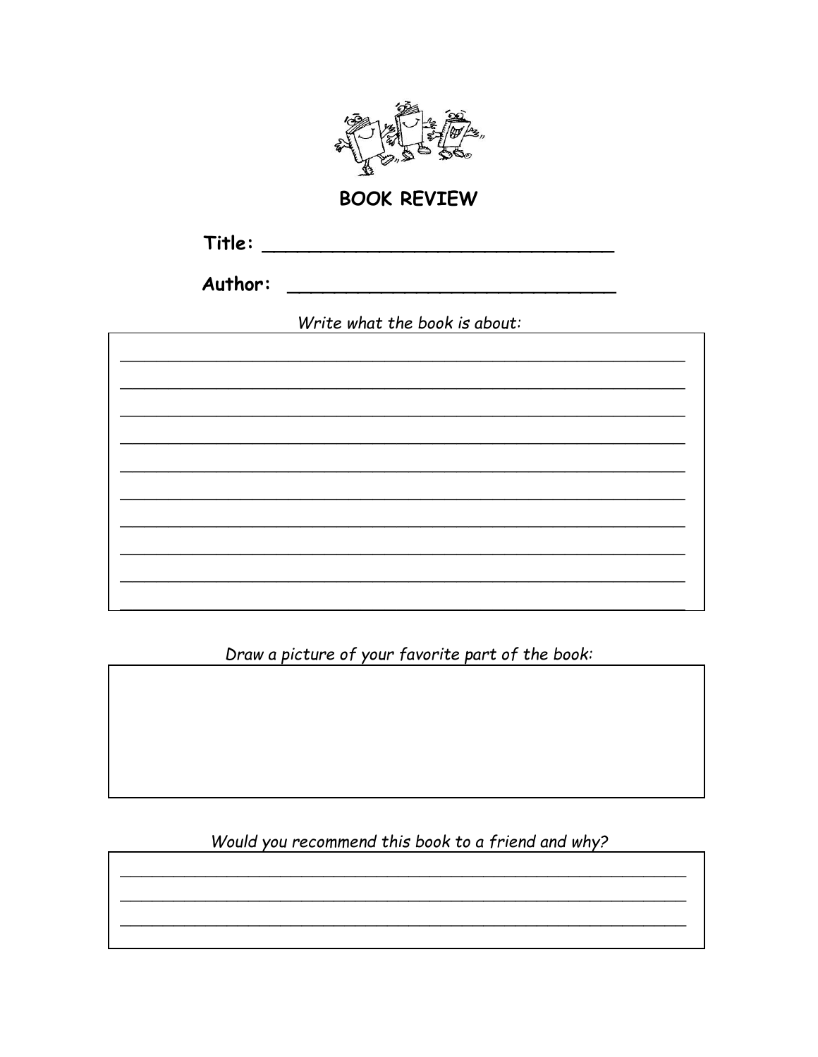# BOOK REVIEW

**Title:** ______________________________

**Author:** ______________________________

*Write what the book is about:*

______________________________________________________________

______________________________________________________________

______________________________________________________________

______________________________________________________________

______________________________________________________________

______________________________________________________________

______________________________________________________________

______________________________________________________________

______________________________________________________________

______________________________________________________________

*Draw a picture of your favorite part of the book:*

*Would you recommend this book to a friend and why?*

______________________________________________________________

______________________________________________________________

______________________________________________________________